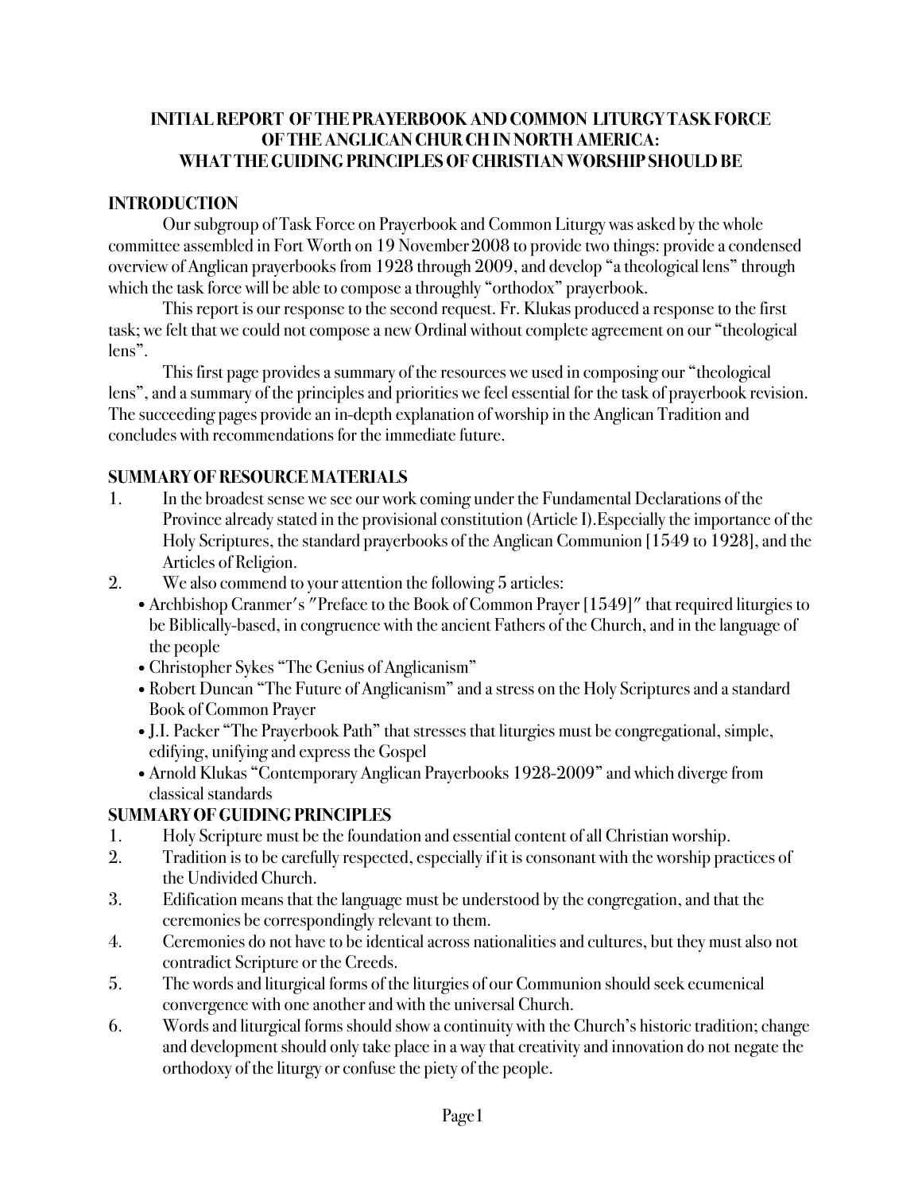# INITIAL REPORT OF THE PRAYERBOOK AND COMMON LITURGY TASK FORCE OF THE ANGLICAN CHUR CH IN NORTH AMERICA: WHAT THE GUIDING PRINCIPLES OF CHRISTIAN WORSHIP SHOULD BE

## INTRODUCTION

Our subgroup of Task Force on Prayerbook and Common Liturgy was asked by the whole committee assembled in Fort Worth on 19 November 2008 to provide two things: provide a condensed overview of Anglican prayerbooks from 1928 through 2009, and develop "a theological lens" through which the task force will be able to compose a throughly "orthodox" prayerbook.

This report is our response to the second request. Fr. Klukas produced a response to the first task; we felt that we could not compose a new Ordinal without complete agreement on our "theological lens".

This first page provides a summary of the resources we used in composing our "theological lens", and a summary of the principles and priorities we feel essential for the task of prayerbook revision. The succeeding pages provide an in-depth explanation of worship in the Anglican Tradition and concludes with recommendations for the immediate future.

## SUMMARY OF RESOURCE MATERIALS

1. In the broadest sense we see our work coming under the Fundamental Declarations of the Province already stated in the provisional constitution (Article I).Especially the importance of the Holy Scriptures, the standard prayerbooks of the Anglican Communion [1549 to 1928], and the Articles of Religion.
2. We also commend to your attention the following 5 articles:
   - Archbishop Cranmer's "Preface to the Book of Common Prayer [1549]" that required liturgies to be Biblically-based, in congruence with the ancient Fathers of the Church, and in the language of the people
   - Christopher Sykes "The Genius of Anglicanism"
   - Robert Duncan "The Future of Anglicanism" and a stress on the Holy Scriptures and a standard Book of Common Prayer
   - J.I. Packer "The Prayerbook Path" that stresses that liturgies must be congregational, simple, edifying, unifying and express the Gospel
   - Arnold Klukas "Contemporary Anglican Prayerbooks 1928-2009" and which diverge from classical standards

## SUMMARY OF GUIDING PRINCIPLES

1. Holy Scripture must be the foundation and essential content of all Christian worship.
2. Tradition is to be carefully respected, especially if it is consonant with the worship practices of the Undivided Church.
3. Edification means that the language must be understood by the congregation, and that the ceremonies be correspondingly relevant to them.
4. Ceremonies do not have to be identical across nationalities and cultures, but they must also not contradict Scripture or the Creeds.
5. The words and liturgical forms of the liturgies of our Communion should seek ecumenical convergence with one another and with the universal Church.
6. Words and liturgical forms should show a continuity with the Church's historic tradition; change and development should only take place in a way that creativity and innovation do not negate the orthodoxy of the liturgy or confuse the piety of the people.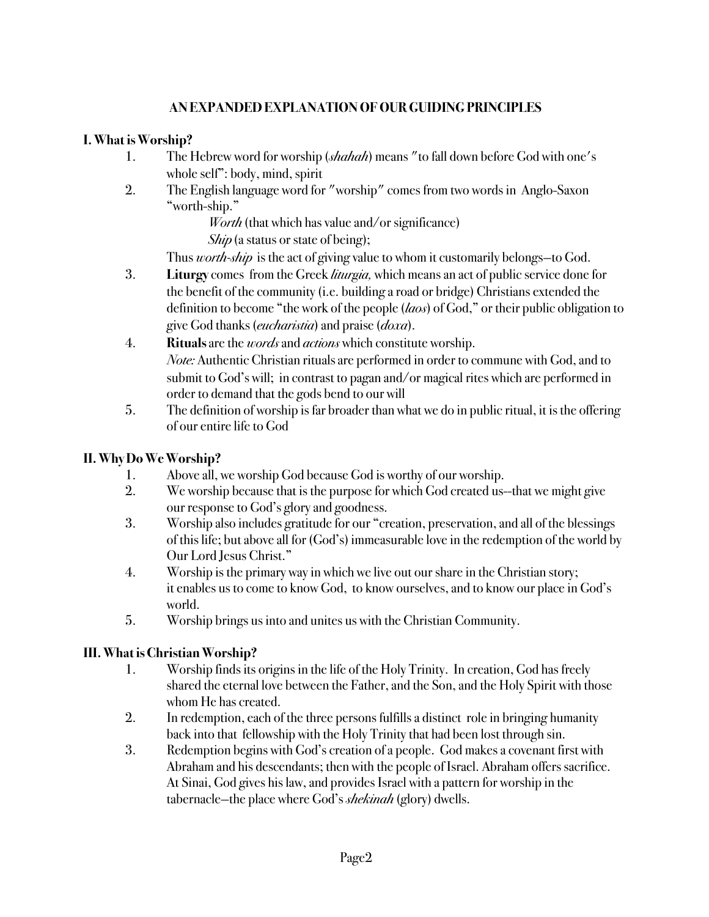**AN EXPANDED EXPLANATION OF OUR GUIDING PRINCIPLES**

## I. What is Worship?

1. The Hebrew word for worship (*shahah*) means "to fall down before God with one's whole self": body, mind, spirit
2. The English language word for "worship" comes from two words in Anglo-Saxon "worth-ship."

   *Worth* (that which has value and/or significance)

   *Ship* (a status or state of being);

   Thus *worth-ship* is the act of giving value to whom it customarily belongs—to God.
3. **Liturgy** comes from the Greek *liturgia,* which means an act of public service done for the benefit of the community (i.e. building a road or bridge) Christians extended the definition to become "the work of the people (*laos*) of God," or their public obligation to give God thanks (*eucharistia*) and praise (*doxa*).
4. **Rituals** are the *words* and *actions* which constitute worship.

   *Note:* Authentic Christian rituals are performed in order to commune with God, and to submit to God's will; in contrast to pagan and/or magical rites which are performed in order to demand that the gods bend to our will
5. The definition of worship is far broader than what we do in public ritual, it is the offering of our entire life to God

## II. Why Do We Worship?

1. Above all, we worship God because God is worthy of our worship.
2. We worship because that is the purpose for which God created us--that we might give our response to God's glory and goodness.
3. Worship also includes gratitude for our "creation, preservation, and all of the blessings of this life; but above all for (God's) immeasurable love in the redemption of the world by Our Lord Jesus Christ."
4. Worship is the primary way in which we live out our share in the Christian story; it enables us to come to know God, to know ourselves, and to know our place in God's world.
5. Worship brings us into and unites us with the Christian Community.

## III. What is Christian Worship?

1. Worship finds its origins in the life of the Holy Trinity. In creation, God has freely shared the eternal love between the Father, and the Son, and the Holy Spirit with those whom He has created.
2. In redemption, each of the three persons fulfills a distinct role in bringing humanity back into that fellowship with the Holy Trinity that had been lost through sin.
3. Redemption begins with God's creation of a people. God makes a covenant first with Abraham and his descendants; then with the people of Israel. Abraham offers sacrifice. At Sinai, God gives his law, and provides Israel with a pattern for worship in the tabernacle—the place where God's *shekinah* (glory) dwells.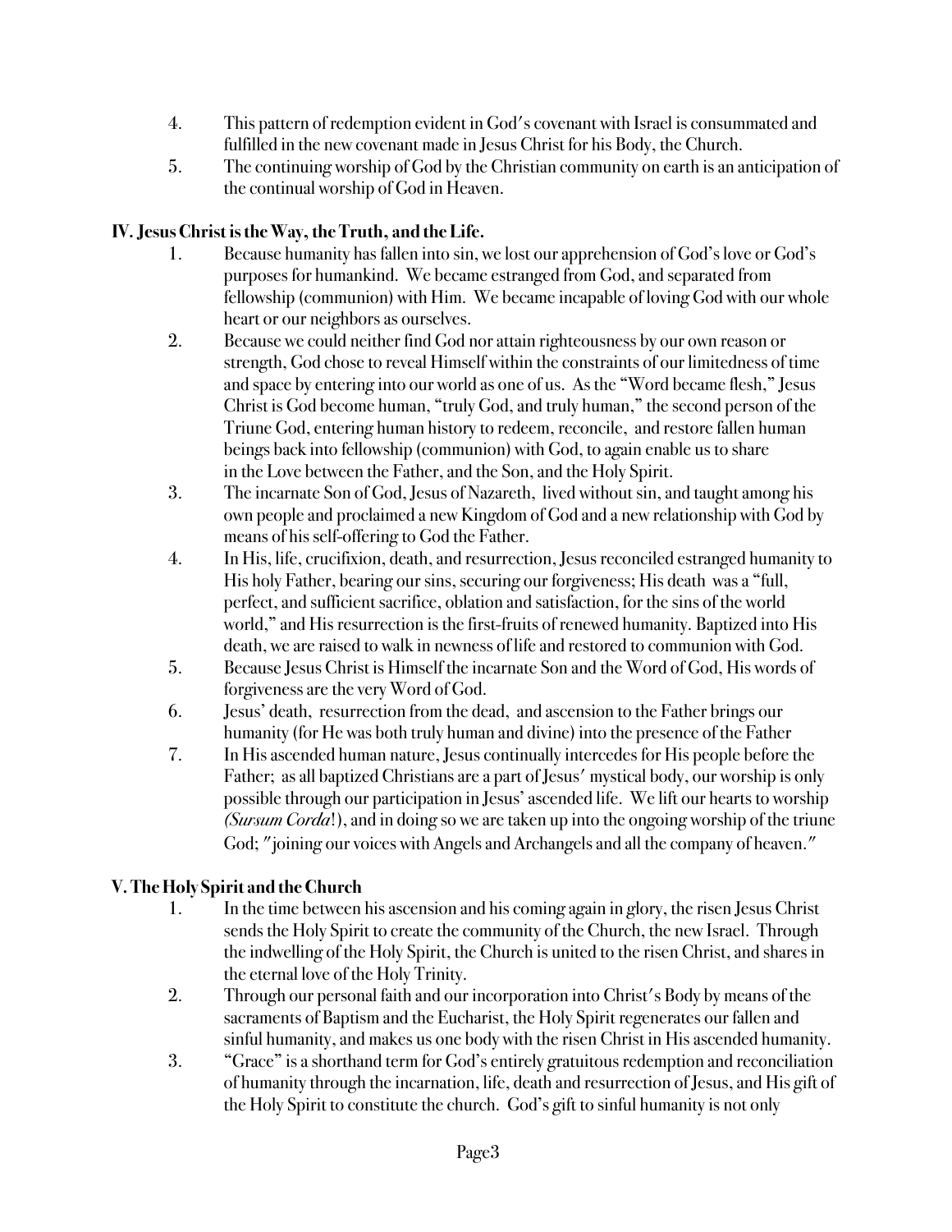4. This pattern of redemption evident in God's covenant with Israel is consummated and fulfilled in the new covenant made in Jesus Christ for his Body, the Church.
5. The continuing worship of God by the Christian community on earth is an anticipation of the continual worship of God in Heaven.

**IV. Jesus Christ is the Way, the Truth, and the Life.**

1. Because humanity has fallen into sin, we lost our apprehension of God's love or God's purposes for humankind. We became estranged from God, and separated from fellowship (communion) with Him. We became incapable of loving God with our whole heart or our neighbors as ourselves.
2. Because we could neither find God nor attain righteousness by our own reason or strength, God chose to reveal Himself within the constraints of our limitedness of time and space by entering into our world as one of us. As the "Word became flesh," Jesus Christ is God become human, "truly God, and truly human," the second person of the Triune God, entering human history to redeem, reconcile, and restore fallen human beings back into fellowship (communion) with God, to again enable us to share in the Love between the Father, and the Son, and the Holy Spirit.
3. The incarnate Son of God, Jesus of Nazareth, lived without sin, and taught among his own people and proclaimed a new Kingdom of God and a new relationship with God by means of his self-offering to God the Father.
4. In His, life, crucifixion, death, and resurrection, Jesus reconciled estranged humanity to His holy Father, bearing our sins, securing our forgiveness; His death was a "full, perfect, and sufficient sacrifice, oblation and satisfaction, for the sins of the world world," and His resurrection is the first-fruits of renewed humanity. Baptized into His death, we are raised to walk in newness of life and restored to communion with God.
5. Because Jesus Christ is Himself the incarnate Son and the Word of God, His words of forgiveness are the very Word of God.
6. Jesus' death, resurrection from the dead, and ascension to the Father brings our humanity (for He was both truly human and divine) into the presence of the Father
7. In His ascended human nature, Jesus continually intercedes for His people before the Father; as all baptized Christians are a part of Jesus' mystical body, our worship is only possible through our participation in Jesus' ascended life. We lift our hearts to worship *(Sursum Corda*!), and in doing so we are taken up into the ongoing worship of the triune God; "joining our voices with Angels and Archangels and all the company of heaven."

**V. The Holy Spirit and the Church**

1. In the time between his ascension and his coming again in glory, the risen Jesus Christ sends the Holy Spirit to create the community of the Church, the new Israel. Through the indwelling of the Holy Spirit, the Church is united to the risen Christ, and shares in the eternal love of the Holy Trinity.
2. Through our personal faith and our incorporation into Christ's Body by means of the sacraments of Baptism and the Eucharist, the Holy Spirit regenerates our fallen and sinful humanity, and makes us one body with the risen Christ in His ascended humanity.
3. "Grace" is a shorthand term for God's entirely gratuitous redemption and reconciliation of humanity through the incarnation, life, death and resurrection of Jesus, and His gift of the Holy Spirit to constitute the church. God's gift to sinful humanity is not only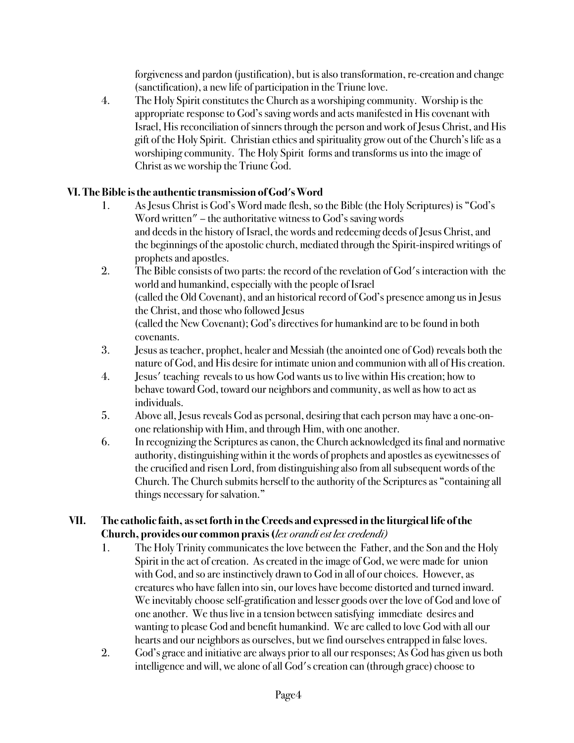forgiveness and pardon (justification), but is also transformation, re-creation and change (sanctification), a new life of participation in the Triune love.

4. The Holy Spirit constitutes the Church as a worshiping community. Worship is the appropriate response to God's saving words and acts manifested in His covenant with Israel, His reconciliation of sinners through the person and work of Jesus Christ, and His gift of the Holy Spirit. Christian ethics and spirituality grow out of the Church's life as a worshiping community. The Holy Spirit forms and transforms us into the image of Christ as we worship the Triune God.

### VI. The Bible is the authentic transmission of God's Word

1. As Jesus Christ is God's Word made flesh, so the Bible (the Holy Scriptures) is "God's Word written" – the authoritative witness to God's saving words and deeds in the history of Israel, the words and redeeming deeds of Jesus Christ, and the beginnings of the apostolic church, mediated through the Spirit-inspired writings of prophets and apostles.
2. The Bible consists of two parts: the record of the revelation of God's interaction with the world and humankind, especially with the people of Israel (called the Old Covenant), and an historical record of God's presence among us in Jesus the Christ, and those who followed Jesus (called the New Covenant); God's directives for humankind are to be found in both covenants.
3. Jesus as teacher, prophet, healer and Messiah (the anointed one of God) reveals both the nature of God, and His desire for intimate union and communion with all of His creation.
4. Jesus' teaching reveals to us how God wants us to live within His creation; how to behave toward God, toward our neighbors and community, as well as how to act as individuals.
5. Above all, Jesus reveals God as personal, desiring that each person may have a one-on-one relationship with Him, and through Him, with one another.
6. In recognizing the Scriptures as canon, the Church acknowledged its final and normative authority, distinguishing within it the words of prophets and apostles as eyewitnesses of the crucified and risen Lord, from distinguishing also from all subsequent words of the Church. The Church submits herself to the authority of the Scriptures as "containing all things necessary for salvation."

### VII. The catholic faith, as set forth in the Creeds and expressed in the liturgical life of the Church, provides our common praxis (*lex orandi est lex credendi)*

1. The Holy Trinity communicates the love between the Father, and the Son and the Holy Spirit in the act of creation. As created in the image of God, we were made for union with God, and so are instinctively drawn to God in all of our choices. However, as creatures who have fallen into sin, our loves have become distorted and turned inward. We inevitably choose self-gratification and lesser goods over the love of God and love of one another. We thus live in a tension between satisfying immediate desires and wanting to please God and benefit humankind. We are called to love God with all our hearts and our neighbors as ourselves, but we find ourselves entrapped in false loves.
2. God's grace and initiative are always prior to all our responses; As God has given us both intelligence and will, we alone of all God's creation can (through grace) choose to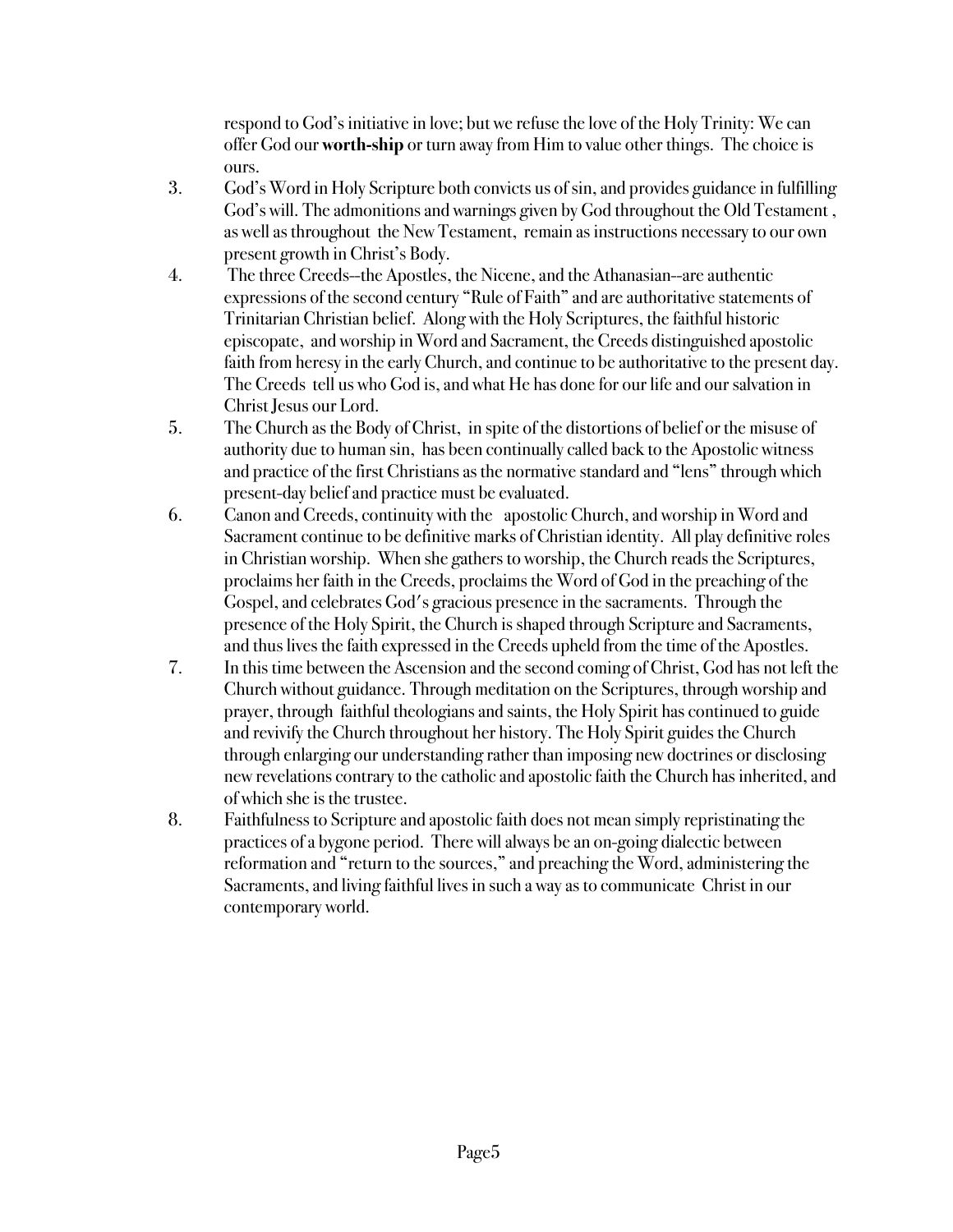respond to God's initiative in love; but we refuse the love of the Holy Trinity: We can offer God our **worth-ship** or turn away from Him to value other things. The choice is ours.

3. God's Word in Holy Scripture both convicts us of sin, and provides guidance in fulfilling God's will. The admonitions and warnings given by God throughout the Old Testament , as well as throughout the New Testament, remain as instructions necessary to our own present growth in Christ's Body.
4. The three Creeds--the Apostles, the Nicene, and the Athanasian--are authentic expressions of the second century "Rule of Faith" and are authoritative statements of Trinitarian Christian belief. Along with the Holy Scriptures, the faithful historic episcopate, and worship in Word and Sacrament, the Creeds distinguished apostolic faith from heresy in the early Church, and continue to be authoritative to the present day. The Creeds tell us who God is, and what He has done for our life and our salvation in Christ Jesus our Lord.
5. The Church as the Body of Christ, in spite of the distortions of belief or the misuse of authority due to human sin, has been continually called back to the Apostolic witness and practice of the first Christians as the normative standard and "lens" through which present-day belief and practice must be evaluated.
6. Canon and Creeds, continuity with the apostolic Church, and worship in Word and Sacrament continue to be definitive marks of Christian identity. All play definitive roles in Christian worship. When she gathers to worship, the Church reads the Scriptures, proclaims her faith in the Creeds, proclaims the Word of God in the preaching of the Gospel, and celebrates God's gracious presence in the sacraments. Through the presence of the Holy Spirit, the Church is shaped through Scripture and Sacraments, and thus lives the faith expressed in the Creeds upheld from the time of the Apostles.
7. In this time between the Ascension and the second coming of Christ, God has not left the Church without guidance. Through meditation on the Scriptures, through worship and prayer, through faithful theologians and saints, the Holy Spirit has continued to guide and revivify the Church throughout her history. The Holy Spirit guides the Church through enlarging our understanding rather than imposing new doctrines or disclosing new revelations contrary to the catholic and apostolic faith the Church has inherited, and of which she is the trustee.
8. Faithfulness to Scripture and apostolic faith does not mean simply repristinating the practices of a bygone period. There will always be an on-going dialectic between reformation and "return to the sources," and preaching the Word, administering the Sacraments, and living faithful lives in such a way as to communicate Christ in our contemporary world.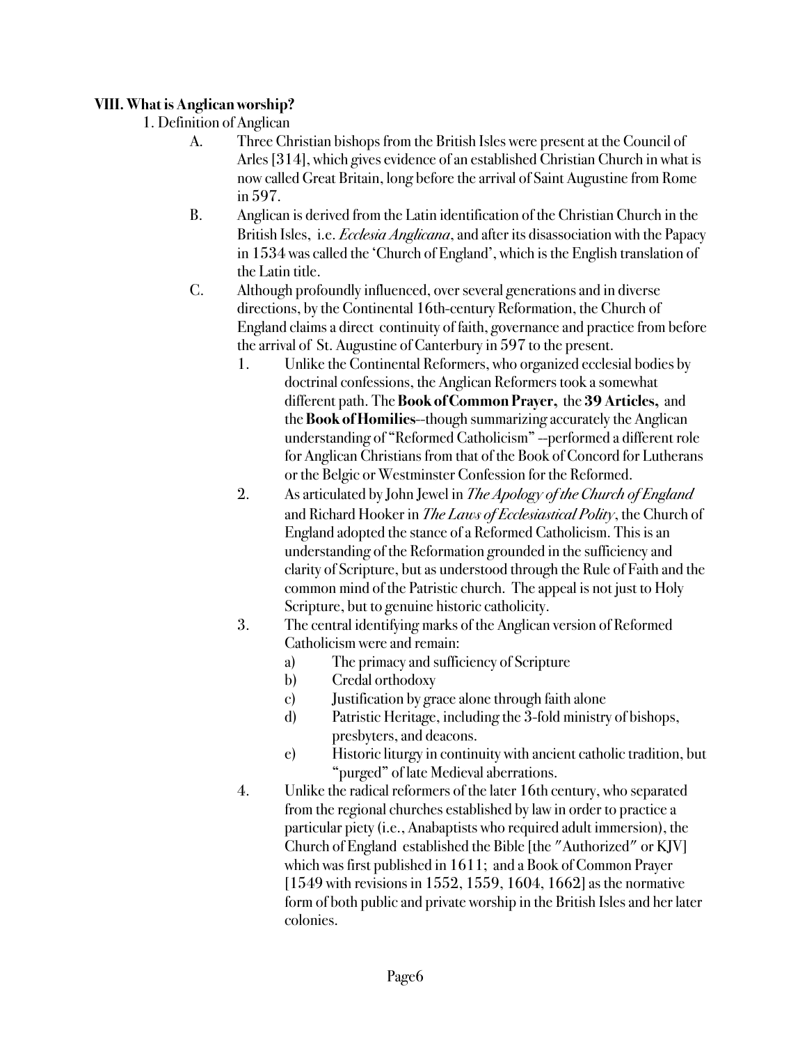### VIII. What is Anglican worship?

1. Definition of Anglican

   A. Three Christian bishops from the British Isles were present at the Council of Arles [314], which gives evidence of an established Christian Church in what is now called Great Britain, long before the arrival of Saint Augustine from Rome in 597.

   B. Anglican is derived from the Latin identification of the Christian Church in the British Isles, i.e. *Ecclesia Anglicana*, and after its disassociation with the Papacy in 1534 was called the 'Church of England', which is the English translation of the Latin title.

   C. Although profoundly influenced, over several generations and in diverse directions, by the Continental 16th-century Reformation, the Church of England claims a direct continuity of faith, governance and practice from before the arrival of St. Augustine of Canterbury in 597 to the present.

      1. Unlike the Continental Reformers, who organized ecclesial bodies by doctrinal confessions, the Anglican Reformers took a somewhat different path. The **Book of Common Prayer**, the **39 Articles**, and the **Book of Homilies**--though summarizing accurately the Anglican understanding of "Reformed Catholicism" --performed a different role for Anglican Christians from that of the Book of Concord for Lutherans or the Belgic or Westminster Confession for the Reformed.

      2. As articulated by John Jewel in *The Apology of the Church of England* and Richard Hooker in *The Laws of Ecclesiastical Polity*, the Church of England adopted the stance of a Reformed Catholicism. This is an understanding of the Reformation grounded in the sufficiency and clarity of Scripture, but as understood through the Rule of Faith and the common mind of the Patristic church. The appeal is not just to Holy Scripture, but to genuine historic catholicity.

      3. The central identifying marks of the Anglican version of Reformed Catholicism were and remain:
         - a) The primacy and sufficiency of Scripture
         - b) Credal orthodoxy
         - c) Justification by grace alone through faith alone
         - d) Patristic Heritage, including the 3-fold ministry of bishops, presbyters, and deacons.
         - e) Historic liturgy in continuity with ancient catholic tradition, but "purged" of late Medieval aberrations.

      4. Unlike the radical reformers of the later 16th century, who separated from the regional churches established by law in order to practice a particular piety (i.e., Anabaptists who required adult immersion), the Church of England established the Bible [the "Authorized" or KJV] which was first published in 1611; and a Book of Common Prayer [1549 with revisions in 1552, 1559, 1604, 1662] as the normative form of both public and private worship in the British Isles and her later colonies.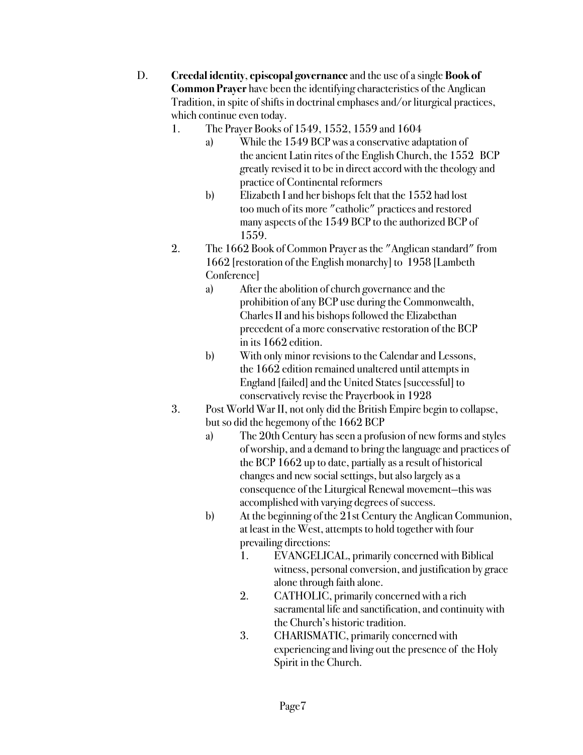D. **Creedal identity**, **episcopal governance** and the use of a single **Book of Common Prayer** have been the identifying characteristics of the Anglican Tradition, in spite of shifts in doctrinal emphases and/or liturgical practices, which continue even today.

1. The Prayer Books of 1549, 1552, 1559 and 1604
    a) While the 1549 BCP was a conservative adaptation of the ancient Latin rites of the English Church, the 1552 BCP greatly revised it to be in direct accord with the theology and practice of Continental reformers
    b) Elizabeth I and her bishops felt that the 1552 had lost too much of its more "catholic" practices and restored many aspects of the 1549 BCP to the authorized BCP of 1559.
2. The 1662 Book of Common Prayer as the "Anglican standard" from 1662 [restoration of the English monarchy] to 1958 [Lambeth Conference]
    a) After the abolition of church governance and the prohibition of any BCP use during the Commonwealth, Charles II and his bishops followed the Elizabethan precedent of a more conservative restoration of the BCP in its 1662 edition.
    b) With only minor revisions to the Calendar and Lessons, the 1662 edition remained unaltered until attempts in England [failed] and the United States [successful] to conservatively revise the Prayerbook in 1928
3. Post World War II, not only did the British Empire begin to collapse, but so did the hegemony of the 1662 BCP
    a) The 20th Century has seen a profusion of new forms and styles of worship, and a demand to bring the language and practices of the BCP 1662 up to date, partially as a result of historical changes and new social settings, but also largely as a consequence of the Liturgical Renewal movement—this was accomplished with varying degrees of success.
    b) At the beginning of the 21st Century the Anglican Communion, at least in the West, attempts to hold together with four prevailing directions:
        1. EVANGELICAL, primarily concerned with Biblical witness, personal conversion, and justification by grace alone through faith alone.
        2. CATHOLIC, primarily concerned with a rich sacramental life and sanctification, and continuity with the Church's historic tradition.
        3. CHARISMATIC, primarily concerned with experiencing and living out the presence of the Holy Spirit in the Church.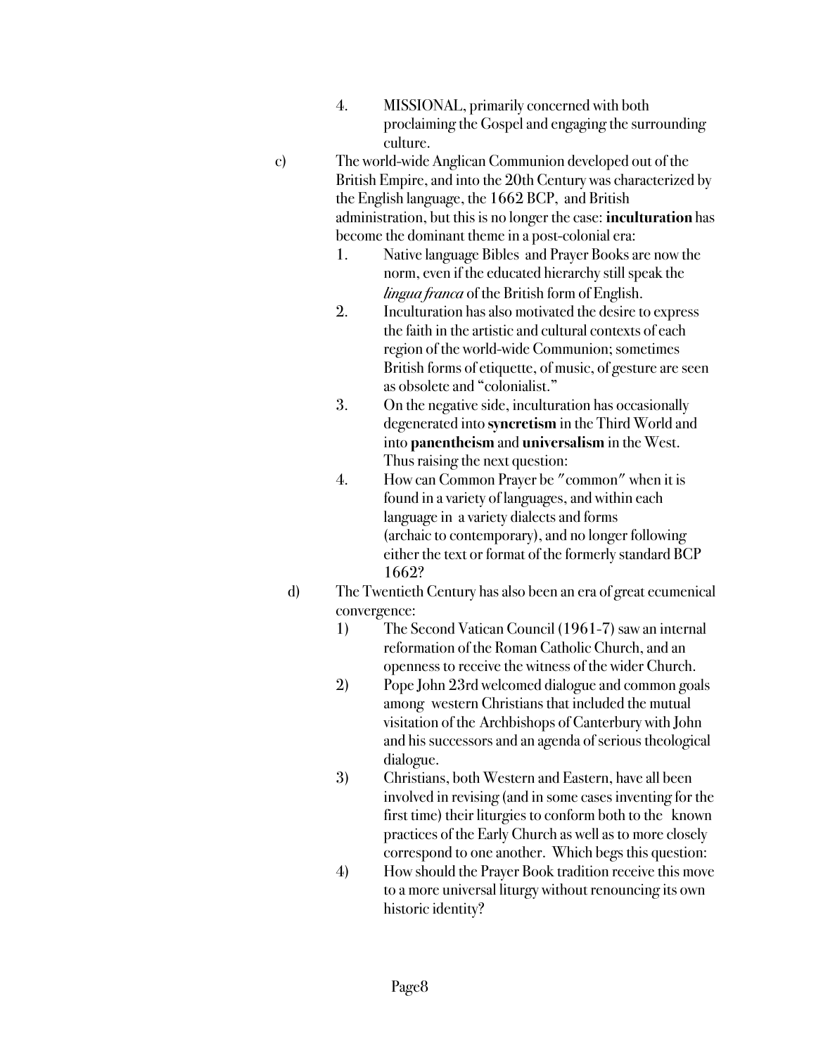4. MISSIONAL, primarily concerned with both proclaiming the Gospel and engaging the surrounding culture.

c) The world-wide Anglican Communion developed out of the British Empire, and into the 20th Century was characterized by the English language, the 1662 BCP, and British administration, but this is no longer the case: **inculturation** has become the dominant theme in a post-colonial era:

1. Native language Bibles and Prayer Books are now the norm, even if the educated hierarchy still speak the *lingua franca* of the British form of English.
2. Inculturation has also motivated the desire to express the faith in the artistic and cultural contexts of each region of the world-wide Communion; sometimes British forms of etiquette, of music, of gesture are seen as obsolete and "colonialist."
3. On the negative side, inculturation has occasionally degenerated into **syncretism** in the Third World and into **panentheism** and **universalism** in the West. Thus raising the next question:
4. How can Common Prayer be "common" when it is found in a variety of languages, and within each language in a variety dialects and forms (archaic to contemporary), and no longer following either the text or format of the formerly standard BCP 1662?

d) The Twentieth Century has also been an era of great ecumenical convergence:

1) The Second Vatican Council (1961-7) saw an internal reformation of the Roman Catholic Church, and an openness to receive the witness of the wider Church.
2) Pope John 23rd welcomed dialogue and common goals among western Christians that included the mutual visitation of the Archbishops of Canterbury with John and his successors and an agenda of serious theological dialogue.
3) Christians, both Western and Eastern, have all been involved in revising (and in some cases inventing for the first time) their liturgies to conform both to the known practices of the Early Church as well as to more closely correspond to one another. Which begs this question:
4) How should the Prayer Book tradition receive this move to a more universal liturgy without renouncing its own historic identity?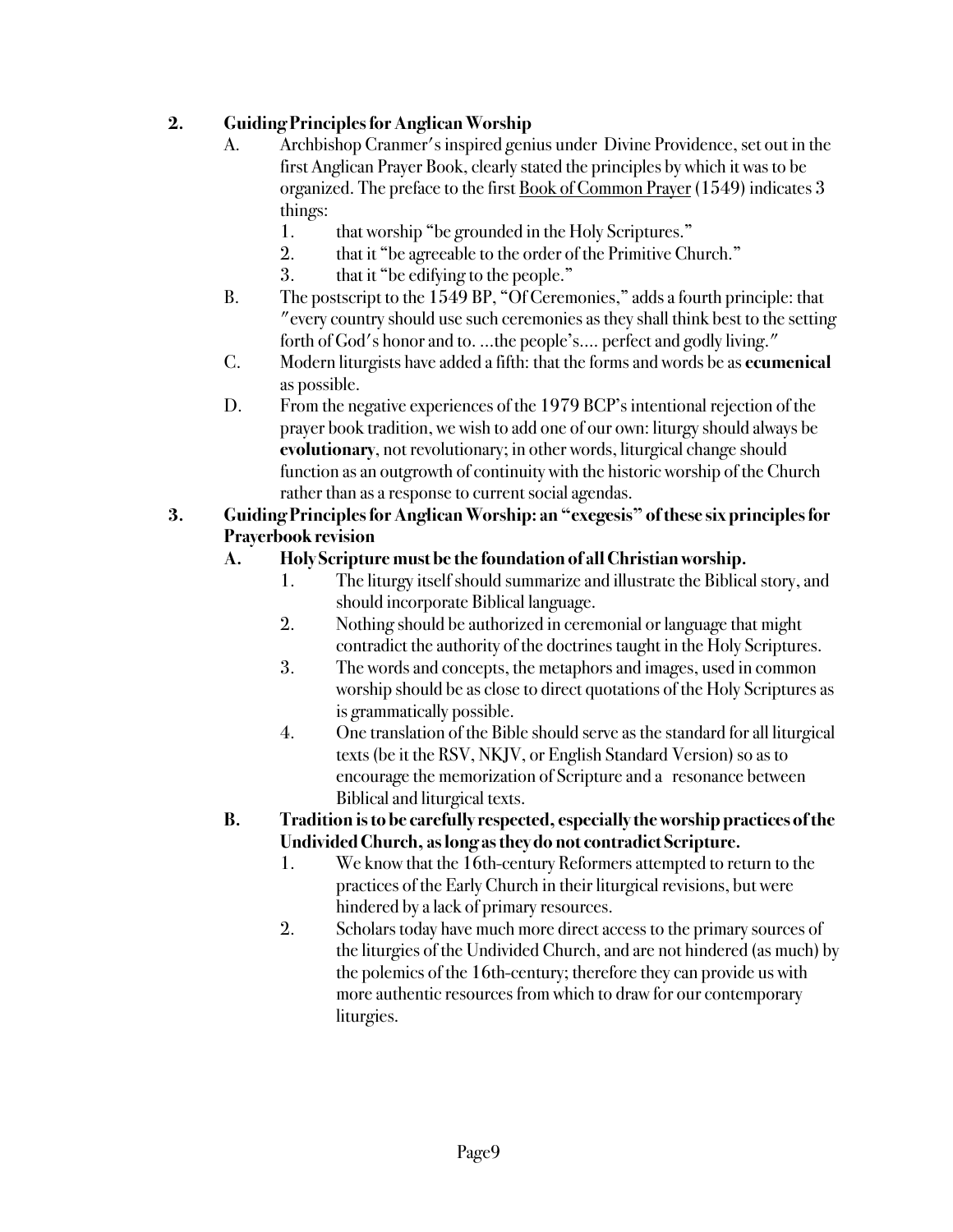## 2. Guiding Principles for Anglican Worship

A. Archbishop Cranmer's inspired genius under Divine Providence, set out in the first Anglican Prayer Book, clearly stated the principles by which it was to be organized. The preface to the first <u>Book of Common Prayer</u> (1549) indicates 3 things:

1. that worship "be grounded in the Holy Scriptures."
2. that it "be agreeable to the order of the Primitive Church."
3. that it "be edifying to the people."

B. The postscript to the 1549 BP, "Of Ceremonies," adds a fourth principle: that "every country should use such ceremonies as they shall think best to the setting forth of God's honor and to. ...the people's.... perfect and godly living."

C. Modern liturgists have added a fifth: that the forms and words be as **ecumenical** as possible.

D. From the negative experiences of the 1979 BCP's intentional rejection of the prayer book tradition, we wish to add one of our own: liturgy should always be **evolutionary**, not revolutionary; in other words, liturgical change should function as an outgrowth of continuity with the historic worship of the Church rather than as a response to current social agendas.

## 3. Guiding Principles for Anglican Worship: an "exegesis" of these six principles for Prayerbook revision

### A. Holy Scripture must be the foundation of all Christian worship.

1. The liturgy itself should summarize and illustrate the Biblical story, and should incorporate Biblical language.
2. Nothing should be authorized in ceremonial or language that might contradict the authority of the doctrines taught in the Holy Scriptures.
3. The words and concepts, the metaphors and images, used in common worship should be as close to direct quotations of the Holy Scriptures as is grammatically possible.
4. One translation of the Bible should serve as the standard for all liturgical texts (be it the RSV, NKJV, or English Standard Version) so as to encourage the memorization of Scripture and a resonance between Biblical and liturgical texts.

### B. Tradition is to be carefully respected, especially the worship practices of the Undivided Church, as long as they do not contradict Scripture.

1. We know that the 16th-century Reformers attempted to return to the practices of the Early Church in their liturgical revisions, but were hindered by a lack of primary resources.
2. Scholars today have much more direct access to the primary sources of the liturgies of the Undivided Church, and are not hindered (as much) by the polemics of the 16th-century; therefore they can provide us with more authentic resources from which to draw for our contemporary liturgies.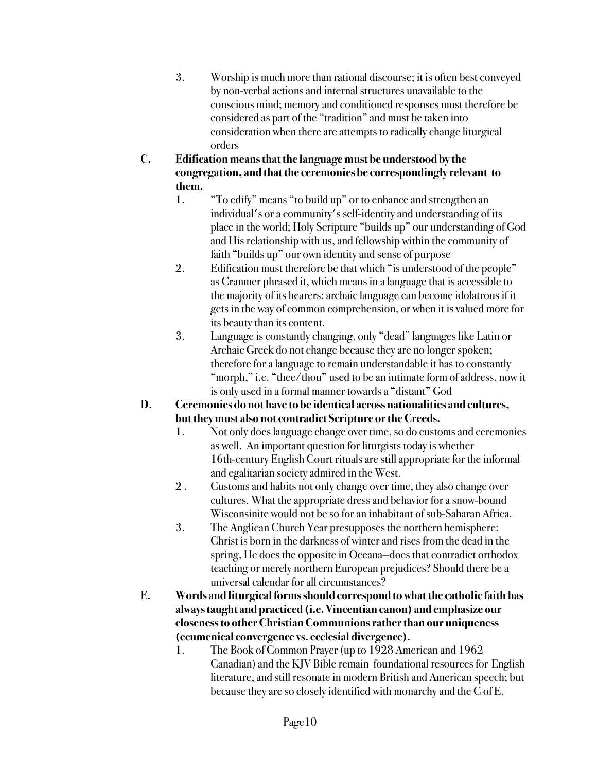3. Worship is much more than rational discourse; it is often best conveyed by non-verbal actions and internal structures unavailable to the conscious mind; memory and conditioned responses must therefore be considered as part of the "tradition" and must be taken into consideration when there are attempts to radically change liturgical orders

**C. Edification means that the language must be understood by the congregation, and that the ceremonies be correspondingly relevant to them.**

1. "To edify" means "to build up" or to enhance and strengthen an individual's or a community's self-identity and understanding of its place in the world; Holy Scripture "builds up" our understanding of God and His relationship with us, and fellowship within the community of faith "builds up" our own identity and sense of purpose
2. Edification must therefore be that which "is understood of the people" as Cranmer phrased it, which means in a language that is accessible to the majority of its hearers: archaic language can become idolatrous if it gets in the way of common comprehension, or when it is valued more for its beauty than its content.
3. Language is constantly changing, only "dead" languages like Latin or Archaic Greek do not change because they are no longer spoken; therefore for a language to remain understandable it has to constantly "morph," i.e. "thee/thou" used to be an intimate form of address, now it is only used in a formal manner towards a "distant" God

**D. Ceremonies do not have to be identical across nationalities and cultures, but they must also not contradict Scripture or the Creeds.**

1. Not only does language change over time, so do customs and ceremonies as well. An important question for liturgists today is whether 16th-century English Court rituals are still appropriate for the informal and egalitarian society admired in the West.
2. Customs and habits not only change over time, they also change over cultures. What the appropriate dress and behavior for a snow-bound Wisconsinite would not be so for an inhabitant of sub-Saharan Africa.
3. The Anglican Church Year presupposes the northern hemisphere: Christ is born in the darkness of winter and rises from the dead in the spring, He does the opposite in Oceana—does that contradict orthodox teaching or merely northern European prejudices? Should there be a universal calendar for all circumstances?

**E. Words and liturgical forms should correspond to what the catholic faith has always taught and practiced (i.e. Vincentian canon) and emphasize our closeness to other Christian Communions rather than our uniqueness (ecumenical convergence vs. ecclesial divergence).**

1. The Book of Common Prayer (up to 1928 American and 1962 Canadian) and the KJV Bible remain foundational resources for English literature, and still resonate in modern British and American speech; but because they are so closely identified with monarchy and the C of E,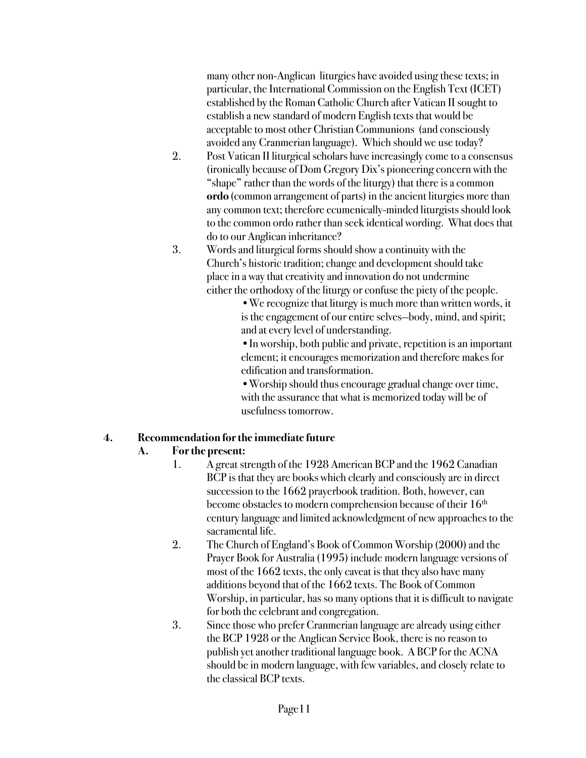many other non-Anglican liturgies have avoided using these texts; in particular, the International Commission on the English Text (ICET) established by the Roman Catholic Church after Vatican II sought to establish a new standard of modern English texts that would be acceptable to most other Christian Communions (and consciously avoided any Cranmerian language). Which should we use today?

2. Post Vatican II liturgical scholars have increasingly come to a consensus (ironically because of Dom Gregory Dix's pioneering concern with the "shape" rather than the words of the liturgy) that there is a common **ordo** (common arrangement of parts) in the ancient liturgies more than any common text; therefore ecumenically-minded liturgists should look to the common ordo rather than seek identical wording. What does that do to our Anglican inheritance?

3. Words and liturgical forms should show a continuity with the Church's historic tradition; change and development should take place in a way that creativity and innovation do not undermine either the orthodoxy of the liturgy or confuse the piety of the people.
   - We recognize that liturgy is much more than written words, it is the engagement of our entire selves--body, mind, and spirit; and at every level of understanding.
   - In worship, both public and private, repetition is an important element; it encourages memorization and therefore makes for edification and transformation.
   - Worship should thus encourage gradual change over time, with the assurance that what is memorized today will be of usefulness tomorrow.

## 4. Recommendation for the immediate future

### A. For the present:

1. A great strength of the 1928 American BCP and the 1962 Canadian BCP is that they are books which clearly and consciously are in direct succession to the 1662 prayerbook tradition. Both, however, can become obstacles to modern comprehension because of their 16th century language and limited acknowledgment of new approaches to the sacramental life.

2. The Church of England's Book of Common Worship (2000) and the Prayer Book for Australia (1995) include modern language versions of most of the 1662 texts, the only caveat is that they also have many additions beyond that of the 1662 texts. The Book of Common Worship, in particular, has so many options that it is difficult to navigate for both the celebrant and congregation.

3. Since those who prefer Cranmerian language are already using either the BCP 1928 or the Anglican Service Book, there is no reason to publish yet another traditional language book. A BCP for the ACNA should be in modern language, with few variables, and closely relate to the classical BCP texts.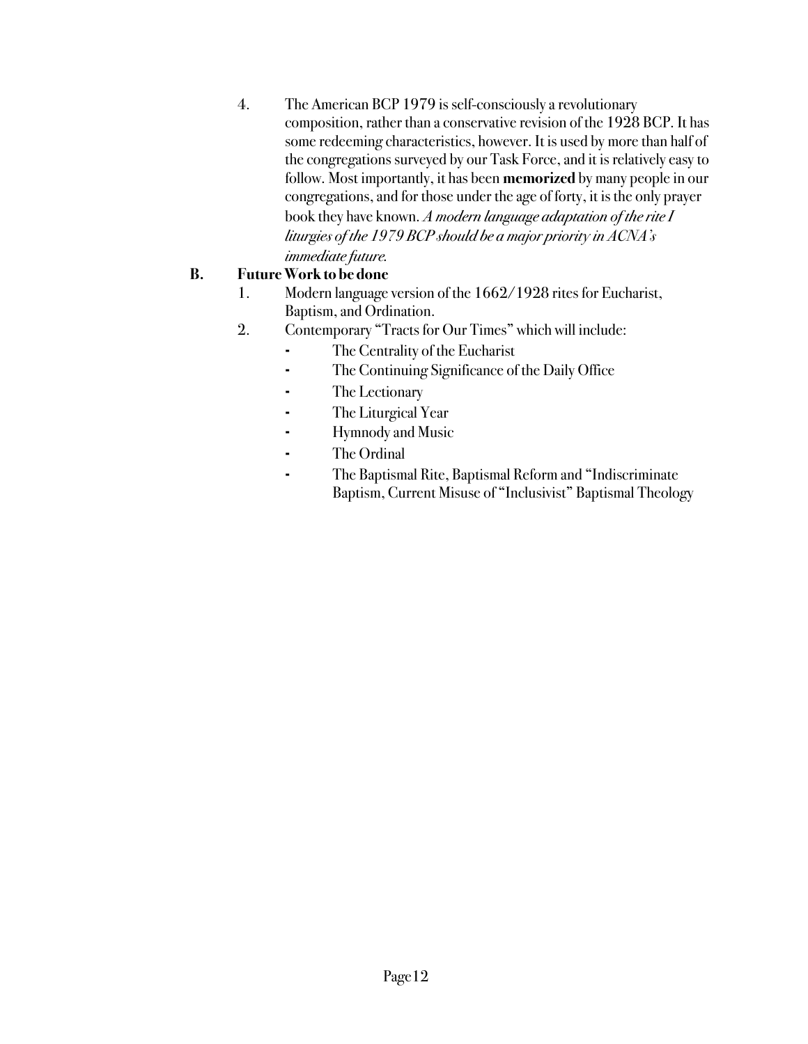4. The American BCP 1979 is self-consciously a revolutionary composition, rather than a conservative revision of the 1928 BCP. It has some redeeming characteristics, however. It is used by more than half of the congregations surveyed by our Task Force, and it is relatively easy to follow. Most importantly, it has been **memorized** by many people in our congregations, and for those under the age of forty, it is the only prayer book they have known. *A modern language adaptation of the rite I liturgies of the 1979 BCP should be a major priority in ACNA's immediate future.*

**B. Future Work to be done**

1. Modern language version of the 1662/1928 rites for Eucharist, Baptism, and Ordination.
2. Contemporary "Tracts for Our Times" which will include:
   - The Centrality of the Eucharist
   - The Continuing Significance of the Daily Office
   - The Lectionary
   - The Liturgical Year
   - Hymnody and Music
   - The Ordinal
   - The Baptismal Rite, Baptismal Reform and "Indiscriminate Baptism, Current Misuse of "Inclusivist" Baptismal Theology